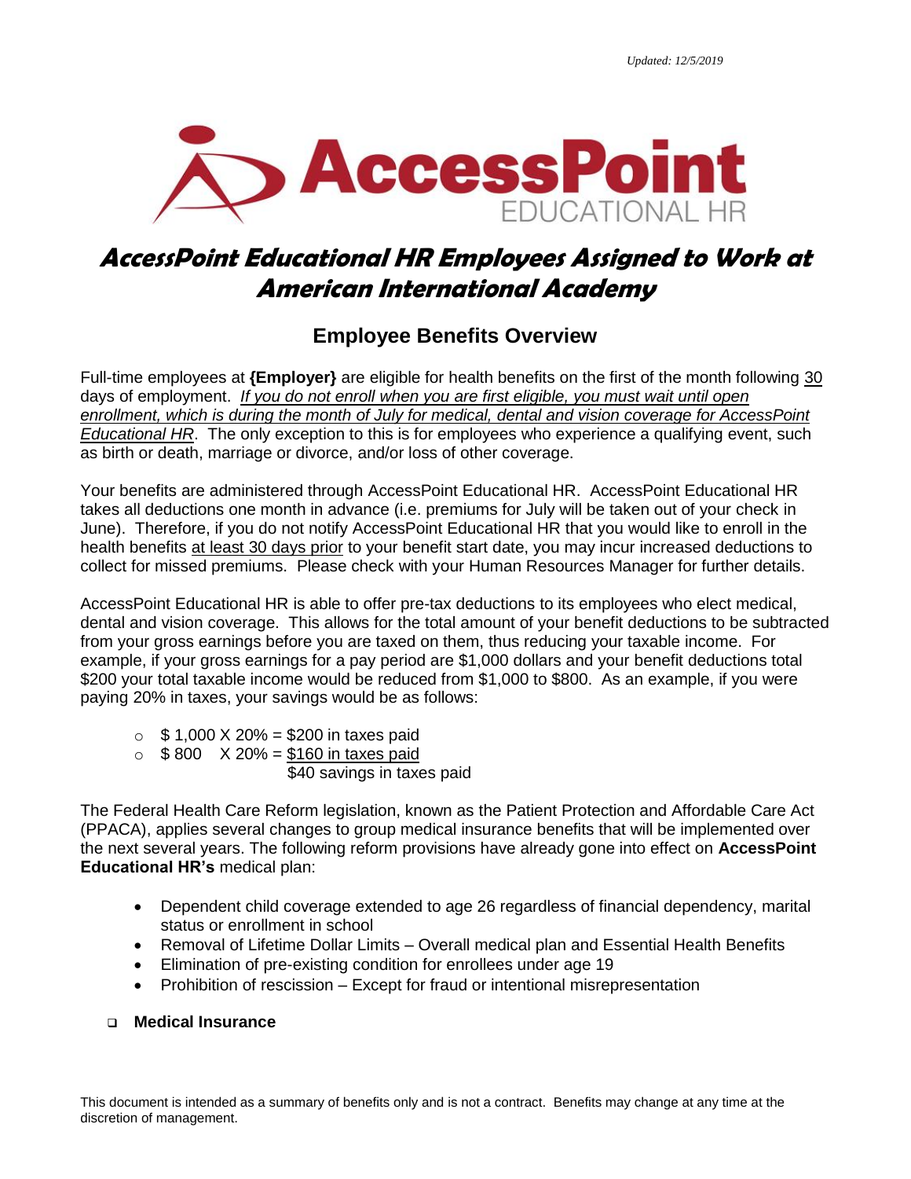Updated: 12/5/2019

AccessPoint EDUCATIONAL HR

# AccessPoint Educational HR Employees Assigned to Work at American International Academy

## Employee Benefits Overview

Full-time employees at **{Employer}** are eligible for health benefits on the first of the month following 30 days of employment. *If you do not enroll when you are first eligible, you must wait until open enrollment, which is during the month of July for medical, dental and vision coverage for AccessPoint Educational HR*. The only exception to this is for employees who experience a qualifying event, such as birth or death, marriage or divorce, and/or loss of other coverage.

Your benefits are administered through AccessPoint Educational HR. AccessPoint Educational HR takes all deductions one month in advance (i.e. premiums for July will be taken out of your check in June). Therefore, if you do not notify AccessPoint Educational HR that you would like to enroll in the health benefits at least 30 days prior to your benefit start date, you may incur increased deductions to collect for missed premiums. Please check with your Human Resources Manager for further details.

AccessPoint Educational HR is able to offer pre-tax deductions to its employees who elect medical, dental and vision coverage. This allows for the total amount of your benefit deductions to be subtracted from your gross earnings before you are taxed on them, thus reducing your taxable income. For example, if your gross earnings for a pay period are $1,000 dollars and your benefit deductions total $200 your total taxable income would be reduced from $1,000 to $800. As an example, if you were paying 20% in taxes, your savings would be as follows:

- $ 1,000 X 20% = $200 in taxes paid
- $ 800 X 20% = $160 in taxes paid
  
  $40 savings in taxes paid

The Federal Health Care Reform legislation, known as the Patient Protection and Affordable Care Act (PPACA), applies several changes to group medical insurance benefits that will be implemented over the next several years. The following reform provisions have already gone into effect on **AccessPoint Educational HR's** medical plan:

- Dependent child coverage extended to age 26 regardless of financial dependency, marital status or enrollment in school
- Removal of Lifetime Dollar Limits – Overall medical plan and Essential Health Benefits
- Elimination of pre-existing condition for enrollees under age 19
- Prohibition of rescission – Except for fraud or intentional misrepresentation

- **Medical Insurance**

This document is intended as a summary of benefits only and is not a contract. Benefits may change at any time at the discretion of management.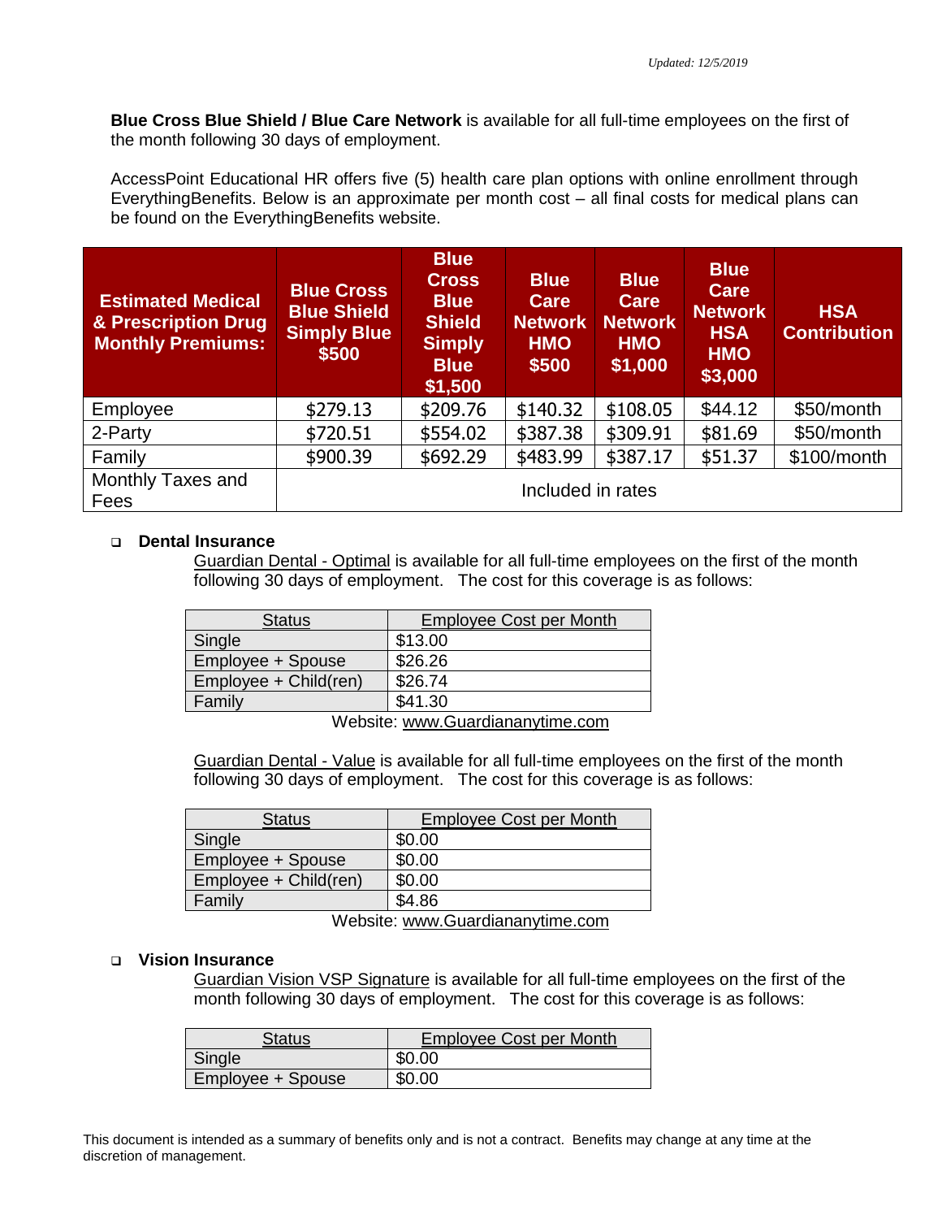*Updated: 12/5/2019*

**Blue Cross Blue Shield / Blue Care Network** is available for all full-time employees on the first of the month following 30 days of employment.

AccessPoint Educational HR offers five (5) health care plan options with online enrollment through EverythingBenefits. Below is an approximate per month cost – all final costs for medical plans can be found on the EverythingBenefits website.

| Estimated Medical & Prescription Drug Monthly Premiums: | Blue Cross Blue Shield Simply Blue $500 | Blue Cross Blue Shield Simply Blue $1,500 | Blue Care Network HMO $500 | Blue Care Network HMO $1,000 | Blue Care Network HSA HMO $3,000 | HSA Contribution |
|---|---|---|---|---|---|---|
| Employee | $279.13 | $209.76 | $140.32 | $108.05 | $44.12 | $50/month |
| 2-Party | $720.51 | $554.02 | $387.38 | $309.91 | $81.69 | $50/month |
| Family | $900.39 | $692.29 | $483.99 | $387.17 | $51.37 | $100/month |
| Monthly Taxes and Fees | Included in rates | | | | | |

- **Dental Insurance**

  Guardian Dental - Optimal is available for all full-time employees on the first of the month following 30 days of employment. The cost for this coverage is as follows:

| Status | Employee Cost per Month |
|---|---|
| Single | $13.00 |
| Employee + Spouse | $26.26 |
| Employee + Child(ren) | $26.74 |
| Family | $41.30 |

Website: www.Guardiananytime.com

Guardian Dental - Value is available for all full-time employees on the first of the month following 30 days of employment. The cost for this coverage is as follows:

| Status | Employee Cost per Month |
|---|---|
| Single | $0.00 |
| Employee + Spouse | $0.00 |
| Employee + Child(ren) | $0.00 |
| Family | $4.86 |

Website: www.Guardiananytime.com

- **Vision Insurance**

  Guardian Vision VSP Signature is available for all full-time employees on the first of the month following 30 days of employment. The cost for this coverage is as follows:

| Status | Employee Cost per Month |
|---|---|
| Single | $0.00 |
| Employee + Spouse | $0.00 |

This document is intended as a summary of benefits only and is not a contract. Benefits may change at any time at the discretion of management.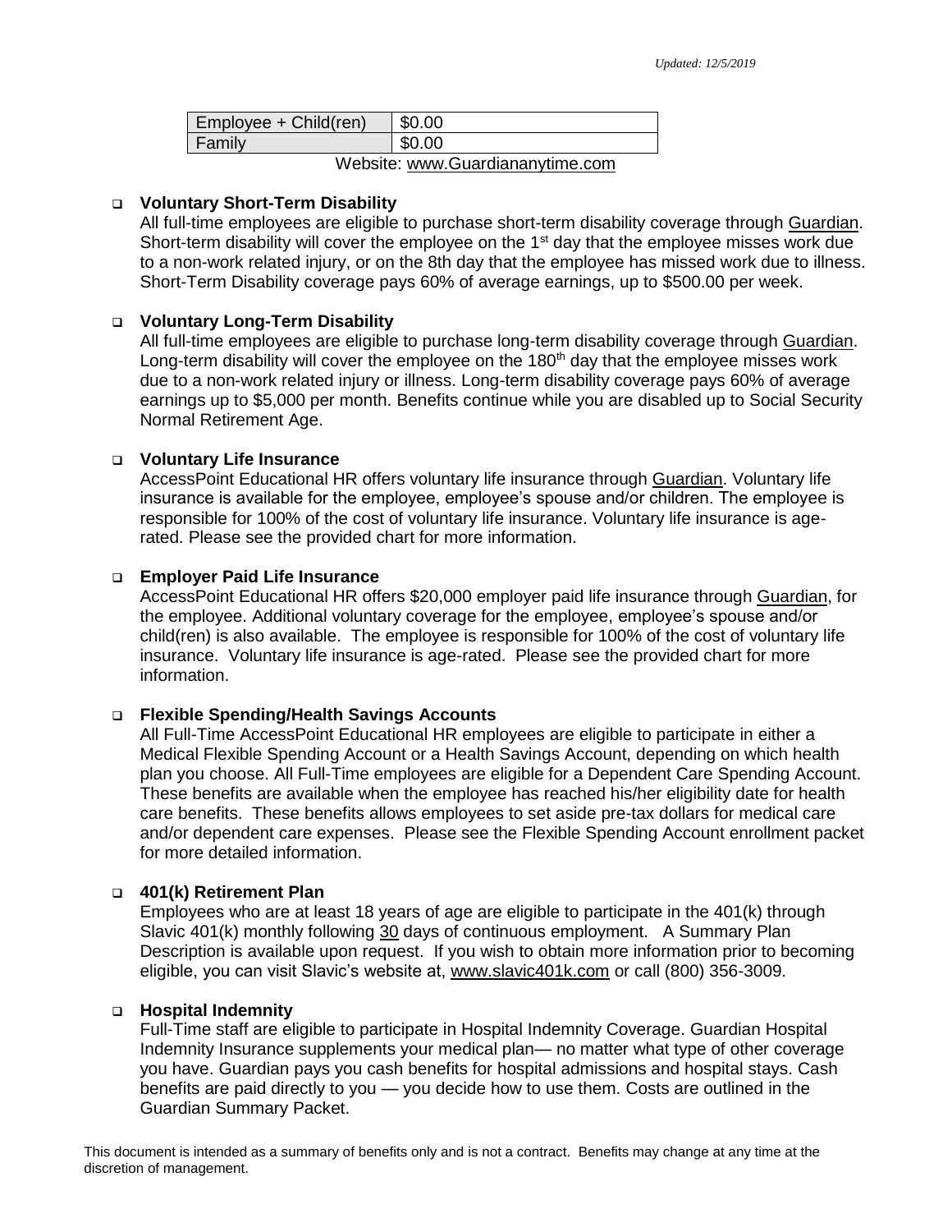| Employee + Child(ren) | $0.00 |
| --- | --- |
| Family | $0.00 |

Website: www.Guardiananytime.com

- **Voluntary Short-Term Disability**
  All full-time employees are eligible to purchase short-term disability coverage through Guardian. Short-term disability will cover the employee on the 1st day that the employee misses work due to a non-work related injury, or on the 8th day that the employee has missed work due to illness. Short-Term Disability coverage pays 60% of average earnings, up to $500.00 per week.

- **Voluntary Long-Term Disability**
  All full-time employees are eligible to purchase long-term disability coverage through Guardian. Long-term disability will cover the employee on the 180th day that the employee misses work due to a non-work related injury or illness. Long-term disability coverage pays 60% of average earnings up to $5,000 per month. Benefits continue while you are disabled up to Social Security Normal Retirement Age.

- **Voluntary Life Insurance**
  AccessPoint Educational HR offers voluntary life insurance through Guardian. Voluntary life insurance is available for the employee, employee's spouse and/or children. The employee is responsible for 100% of the cost of voluntary life insurance. Voluntary life insurance is age-rated. Please see the provided chart for more information.

- **Employer Paid Life Insurance**
  AccessPoint Educational HR offers $20,000 employer paid life insurance through Guardian, for the employee. Additional voluntary coverage for the employee, employee's spouse and/or child(ren) is also available. The employee is responsible for 100% of the cost of voluntary life insurance. Voluntary life insurance is age-rated. Please see the provided chart for more information.

- **Flexible Spending/Health Savings Accounts**
  All Full-Time AccessPoint Educational HR employees are eligible to participate in either a Medical Flexible Spending Account or a Health Savings Account, depending on which health plan you choose. All Full-Time employees are eligible for a Dependent Care Spending Account. These benefits are available when the employee has reached his/her eligibility date for health care benefits. These benefits allows employees to set aside pre-tax dollars for medical care and/or dependent care expenses. Please see the Flexible Spending Account enrollment packet for more detailed information.

- **401(k) Retirement Plan**
  Employees who are at least 18 years of age are eligible to participate in the 401(k) through Slavic 401(k) monthly following 30 days of continuous employment. A Summary Plan Description is available upon request. If you wish to obtain more information prior to becoming eligible, you can visit Slavic's website at, www.slavic401k.com or call (800) 356-3009.

- **Hospital Indemnity**
  Full-Time staff are eligible to participate in Hospital Indemnity Coverage. Guardian Hospital Indemnity Insurance supplements your medical plan— no matter what type of other coverage you have. Guardian pays you cash benefits for hospital admissions and hospital stays. Cash benefits are paid directly to you — you decide how to use them. Costs are outlined in the Guardian Summary Packet.

This document is intended as a summary of benefits only and is not a contract. Benefits may change at any time at the discretion of management.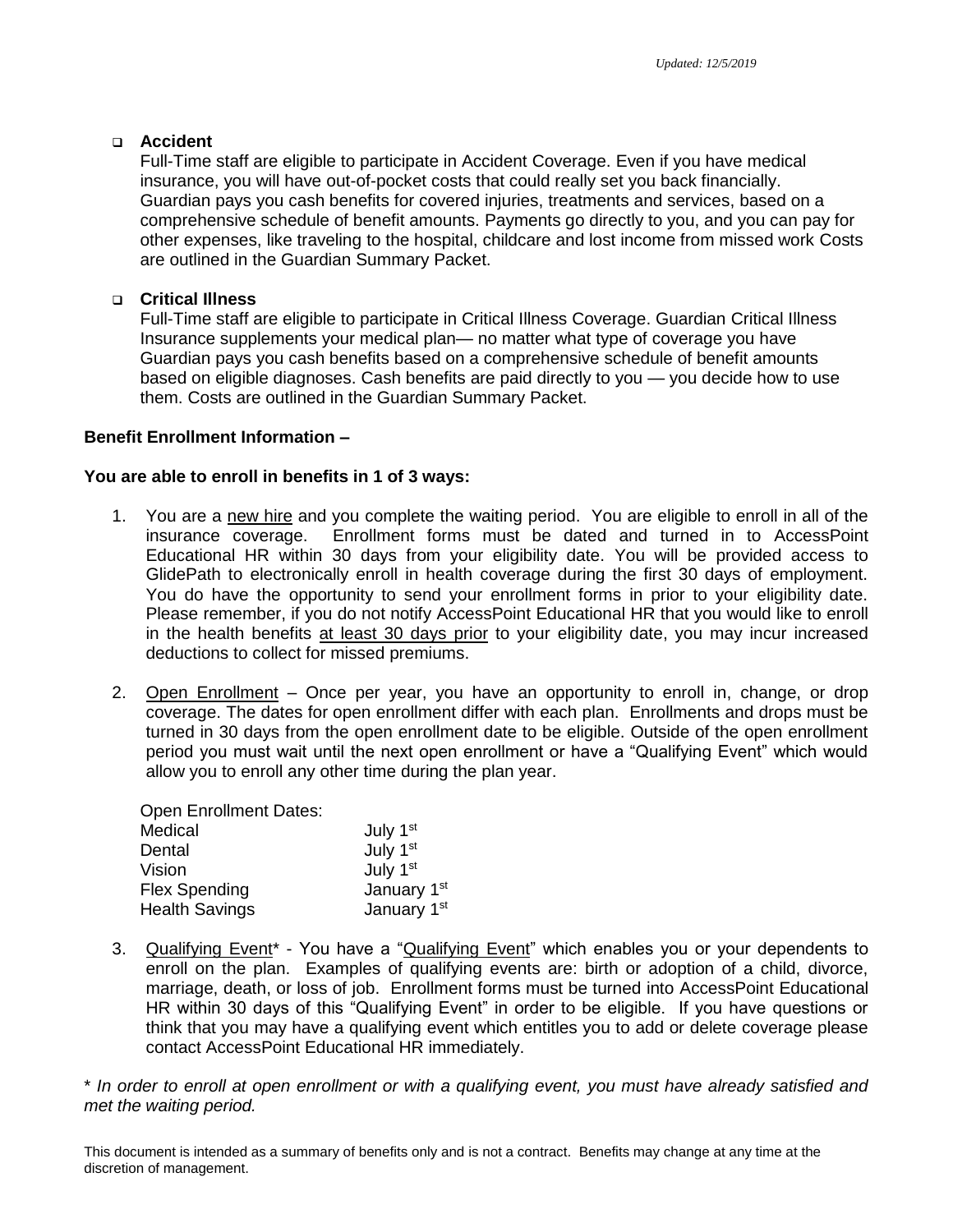- **Accident**

  Full-Time staff are eligible to participate in Accident Coverage. Even if you have medical insurance, you will have out-of-pocket costs that could really set you back financially. Guardian pays you cash benefits for covered injuries, treatments and services, based on a comprehensive schedule of benefit amounts. Payments go directly to you, and you can pay for other expenses, like traveling to the hospital, childcare and lost income from missed work Costs are outlined in the Guardian Summary Packet.

- **Critical Illness**

  Full-Time staff are eligible to participate in Critical Illness Coverage. Guardian Critical Illness Insurance supplements your medical plan— no matter what type of coverage you have Guardian pays you cash benefits based on a comprehensive schedule of benefit amounts based on eligible diagnoses. Cash benefits are paid directly to you — you decide how to use them. Costs are outlined in the Guardian Summary Packet.

**Benefit Enrollment Information –**

**You are able to enroll in benefits in 1 of 3 ways:**

1. You are a new hire and you complete the waiting period. You are eligible to enroll in all of the insurance coverage. Enrollment forms must be dated and turned in to AccessPoint Educational HR within 30 days from your eligibility date. You will be provided access to GlidePath to electronically enroll in health coverage during the first 30 days of employment. You do have the opportunity to send your enrollment forms in prior to your eligibility date. Please remember, if you do not notify AccessPoint Educational HR that you would like to enroll in the health benefits at least 30 days prior to your eligibility date, you may incur increased deductions to collect for missed premiums.

2. Open Enrollment – Once per year, you have an opportunity to enroll in, change, or drop coverage. The dates for open enrollment differ with each plan. Enrollments and drops must be turned in 30 days from the open enrollment date to be eligible. Outside of the open enrollment period you must wait until the next open enrollment or have a "Qualifying Event" which would allow you to enroll any other time during the plan year.

   | Open Enrollment Dates: | |
   |---|---|
   | Medical | July 1st |
   | Dental | July 1st |
   | Vision | July 1st |
   | Flex Spending | January 1st |
   | Health Savings | January 1st |

3. Qualifying Event* - You have a "Qualifying Event" which enables you or your dependents to enroll on the plan. Examples of qualifying events are: birth or adoption of a child, divorce, marriage, death, or loss of job. Enrollment forms must be turned into AccessPoint Educational HR within 30 days of this "Qualifying Event" in order to be eligible. If you have questions or think that you may have a qualifying event which entitles you to add or delete coverage please contact AccessPoint Educational HR immediately.

*\* In order to enroll at open enrollment or with a qualifying event, you must have already satisfied and met the waiting period.*

This document is intended as a summary of benefits only and is not a contract. Benefits may change at any time at the discretion of management.